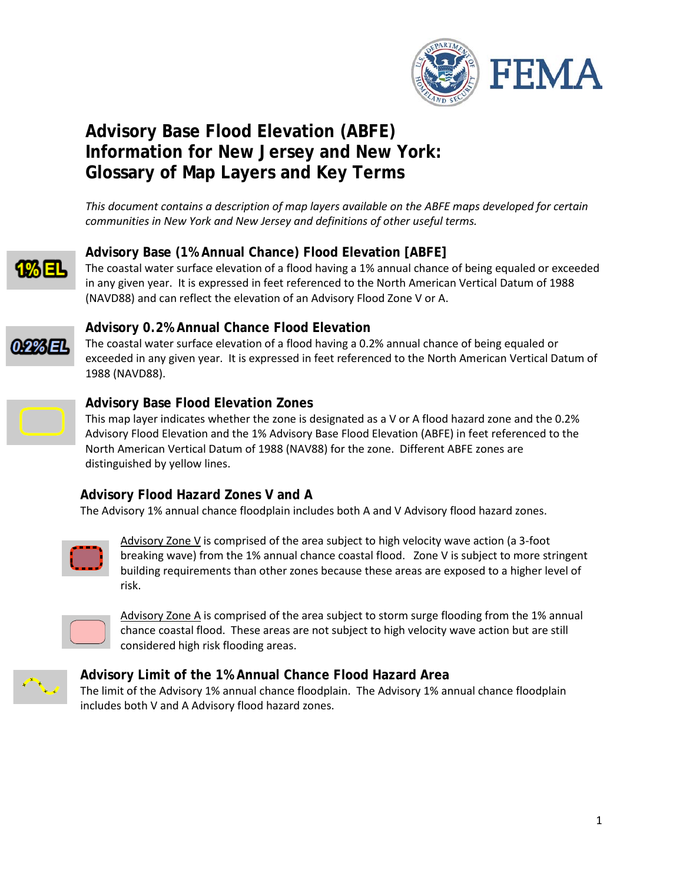# Advisory Base Flood Elevation (ABFE) Information for New Jersey and New York: Glossary of Map Layers and Key Terms

*This document contains a description of map layers available on the ABFE maps developed for certain communities in New York and New Jersey and definitions of other useful terms.*

## Advisory Base (1% Annual Chance) Flood Elevation [ABFE]

The coastal water surface elevation of a flood having a 1% annual chance of being equaled or exceeded in any given year. It is expressed in feet referenced to the North American Vertical Datum of 1988 (NAVD88) and can reflect the elevation of an Advisory Flood Zone V or A.

## Advisory 0.2% Annual Chance Flood Elevation

The coastal water surface elevation of a flood having a 0.2% annual chance of being equaled or exceeded in any given year. It is expressed in feet referenced to the North American Vertical Datum of 1988 (NAVD88).

## Advisory Base Flood Elevation Zones

This map layer indicates whether the zone is designated as a V or A flood hazard zone and the 0.2% Advisory Flood Elevation and the 1% Advisory Base Flood Elevation (ABFE) in feet referenced to the North American Vertical Datum of 1988 (NAV88) for the zone. Different ABFE zones are distinguished by yellow lines.

## Advisory Flood Hazard Zones V and A

The Advisory 1% annual chance floodplain includes both A and V Advisory flood hazard zones.

Advisory Zone V is comprised of the area subject to high velocity wave action (a 3-foot breaking wave) from the 1% annual chance coastal flood. Zone V is subject to more stringent building requirements than other zones because these areas are exposed to a higher level of risk.

Advisory Zone A is comprised of the area subject to storm surge flooding from the 1% annual chance coastal flood. These areas are not subject to high velocity wave action but are still considered high risk flooding areas.

## Advisory Limit of the 1% Annual Chance Flood Hazard Area

The limit of the Advisory 1% annual chance floodplain. The Advisory 1% annual chance floodplain includes both V and A Advisory flood hazard zones.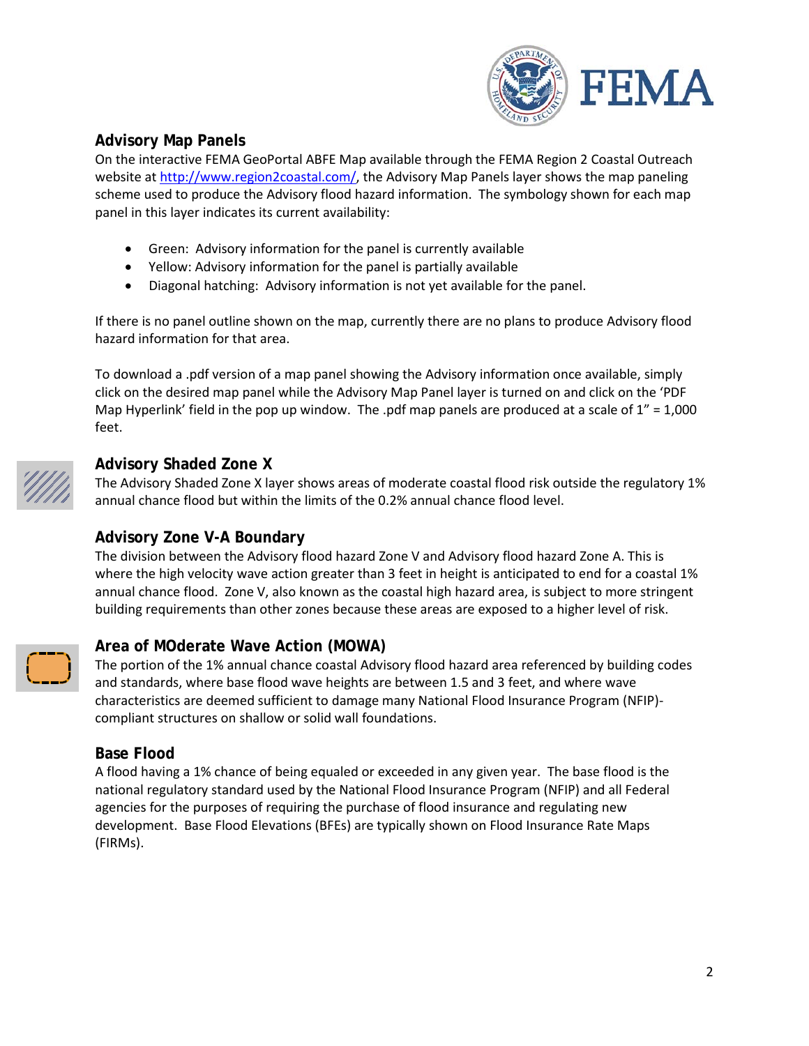## Advisory Map Panels

On the interactive FEMA GeoPortal ABFE Map available through the FEMA Region 2 Coastal Outreach website at http://www.region2coastal.com/, the Advisory Map Panels layer shows the map paneling scheme used to produce the Advisory flood hazard information. The symbology shown for each map panel in this layer indicates its current availability:

- Green: Advisory information for the panel is currently available
- Yellow: Advisory information for the panel is partially available
- Diagonal hatching: Advisory information is not yet available for the panel.

If there is no panel outline shown on the map, currently there are no plans to produce Advisory flood hazard information for that area.

To download a .pdf version of a map panel showing the Advisory information once available, simply click on the desired map panel while the Advisory Map Panel layer is turned on and click on the 'PDF Map Hyperlink' field in the pop up window. The .pdf map panels are produced at a scale of 1" = 1,000 feet.

## Advisory Shaded Zone X

The Advisory Shaded Zone X layer shows areas of moderate coastal flood risk outside the regulatory 1% annual chance flood but within the limits of the 0.2% annual chance flood level.

## Advisory Zone V-A Boundary

The division between the Advisory flood hazard Zone V and Advisory flood hazard Zone A. This is where the high velocity wave action greater than 3 feet in height is anticipated to end for a coastal 1% annual chance flood. Zone V, also known as the coastal high hazard area, is subject to more stringent building requirements than other zones because these areas are exposed to a higher level of risk.

## Area of MOderate Wave Action (MOWA)

The portion of the 1% annual chance coastal Advisory flood hazard area referenced by building codes and standards, where base flood wave heights are between 1.5 and 3 feet, and where wave characteristics are deemed sufficient to damage many National Flood Insurance Program (NFIP)-compliant structures on shallow or solid wall foundations.

## Base Flood

A flood having a 1% chance of being equaled or exceeded in any given year. The base flood is the national regulatory standard used by the National Flood Insurance Program (NFIP) and all Federal agencies for the purposes of requiring the purchase of flood insurance and regulating new development. Base Flood Elevations (BFEs) are typically shown on Flood Insurance Rate Maps (FIRMs).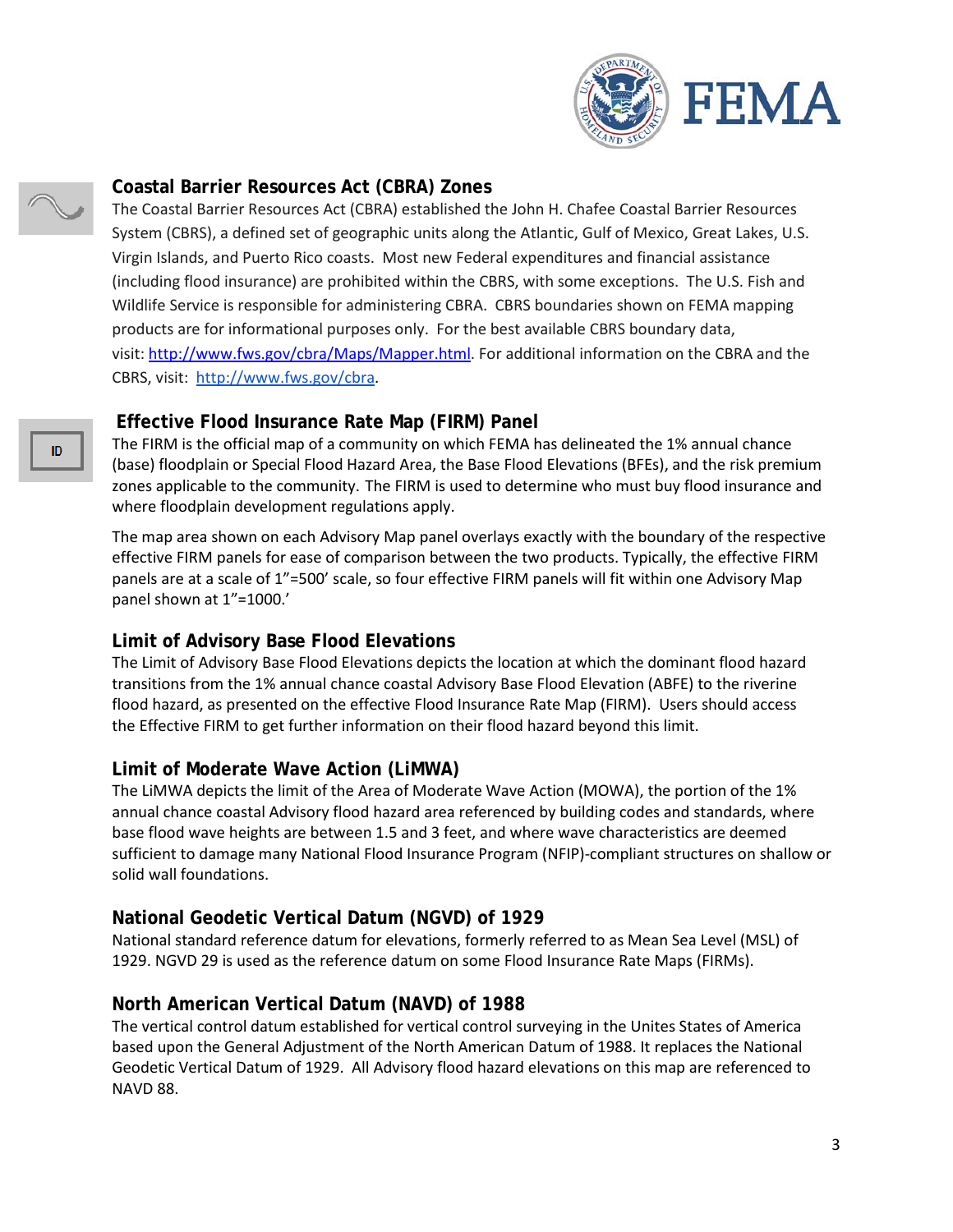### Coastal Barrier Resources Act (CBRA) Zones

The Coastal Barrier Resources Act (CBRA) established the John H. Chafee Coastal Barrier Resources System (CBRS), a defined set of geographic units along the Atlantic, Gulf of Mexico, Great Lakes, U.S. Virgin Islands, and Puerto Rico coasts. Most new Federal expenditures and financial assistance (including flood insurance) are prohibited within the CBRS, with some exceptions. The U.S. Fish and Wildlife Service is responsible for administering CBRA. CBRS boundaries shown on FEMA mapping products are for informational purposes only. For the best available CBRS boundary data, visit: http://www.fws.gov/cbra/Maps/Mapper.html. For additional information on the CBRA and the CBRS, visit: http://www.fws.gov/cbra.

### Effective Flood Insurance Rate Map (FIRM) Panel

The FIRM is the official map of a community on which FEMA has delineated the 1% annual chance (base) floodplain or Special Flood Hazard Area, the Base Flood Elevations (BFEs), and the risk premium zones applicable to the community. The FIRM is used to determine who must buy flood insurance and where floodplain development regulations apply.

The map area shown on each Advisory Map panel overlays exactly with the boundary of the respective effective FIRM panels for ease of comparison between the two products. Typically, the effective FIRM panels are at a scale of 1"=500' scale, so four effective FIRM panels will fit within one Advisory Map panel shown at 1"=1000.'

### Limit of Advisory Base Flood Elevations

The Limit of Advisory Base Flood Elevations depicts the location at which the dominant flood hazard transitions from the 1% annual chance coastal Advisory Base Flood Elevation (ABFE) to the riverine flood hazard, as presented on the effective Flood Insurance Rate Map (FIRM). Users should access the Effective FIRM to get further information on their flood hazard beyond this limit.

### Limit of Moderate Wave Action (LiMWA)

The LiMWA depicts the limit of the Area of Moderate Wave Action (MOWA), the portion of the 1% annual chance coastal Advisory flood hazard area referenced by building codes and standards, where base flood wave heights are between 1.5 and 3 feet, and where wave characteristics are deemed sufficient to damage many National Flood Insurance Program (NFIP)-compliant structures on shallow or solid wall foundations.

### National Geodetic Vertical Datum (NGVD) of 1929

National standard reference datum for elevations, formerly referred to as Mean Sea Level (MSL) of 1929. NGVD 29 is used as the reference datum on some Flood Insurance Rate Maps (FIRMs).

### North American Vertical Datum (NAVD) of 1988

The vertical control datum established for vertical control surveying in the Unites States of America based upon the General Adjustment of the North American Datum of 1988. It replaces the National Geodetic Vertical Datum of 1929. All Advisory flood hazard elevations on this map are referenced to NAVD 88.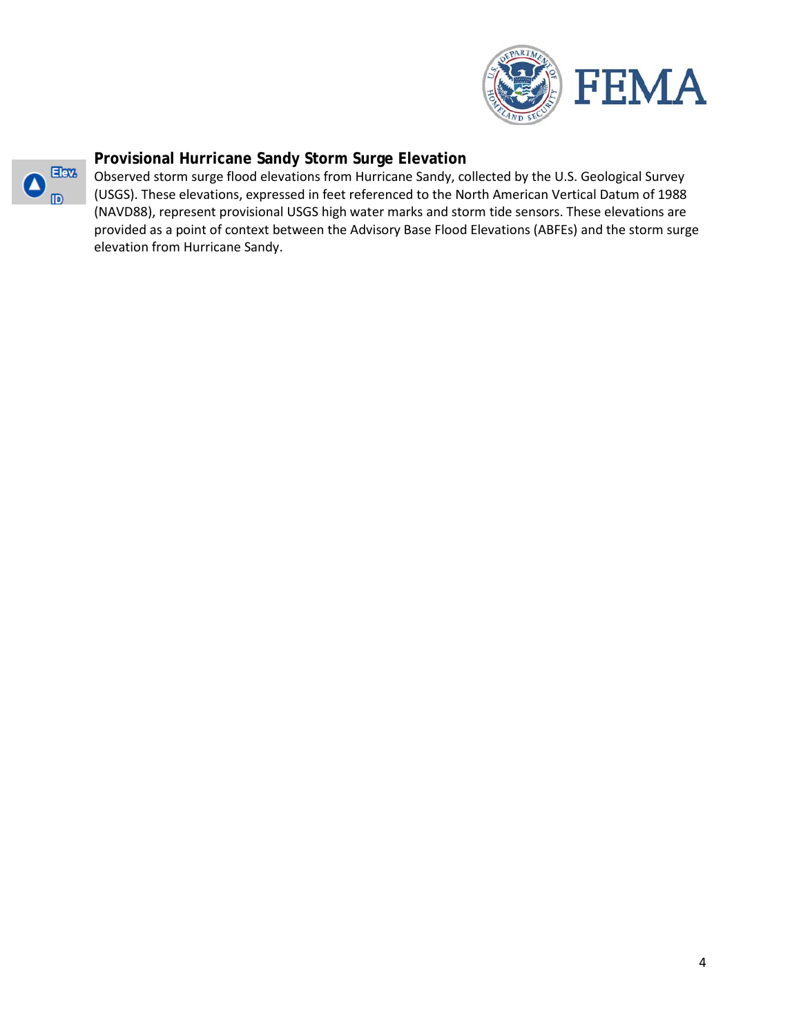**Provisional Hurricane Sandy Storm Surge Elevation**

Observed storm surge flood elevations from Hurricane Sandy, collected by the U.S. Geological Survey (USGS). These elevations, expressed in feet referenced to the North American Vertical Datum of 1988 (NAVD88), represent provisional USGS high water marks and storm tide sensors. These elevations are provided as a point of context between the Advisory Base Flood Elevations (ABFEs) and the storm surge elevation from Hurricane Sandy.